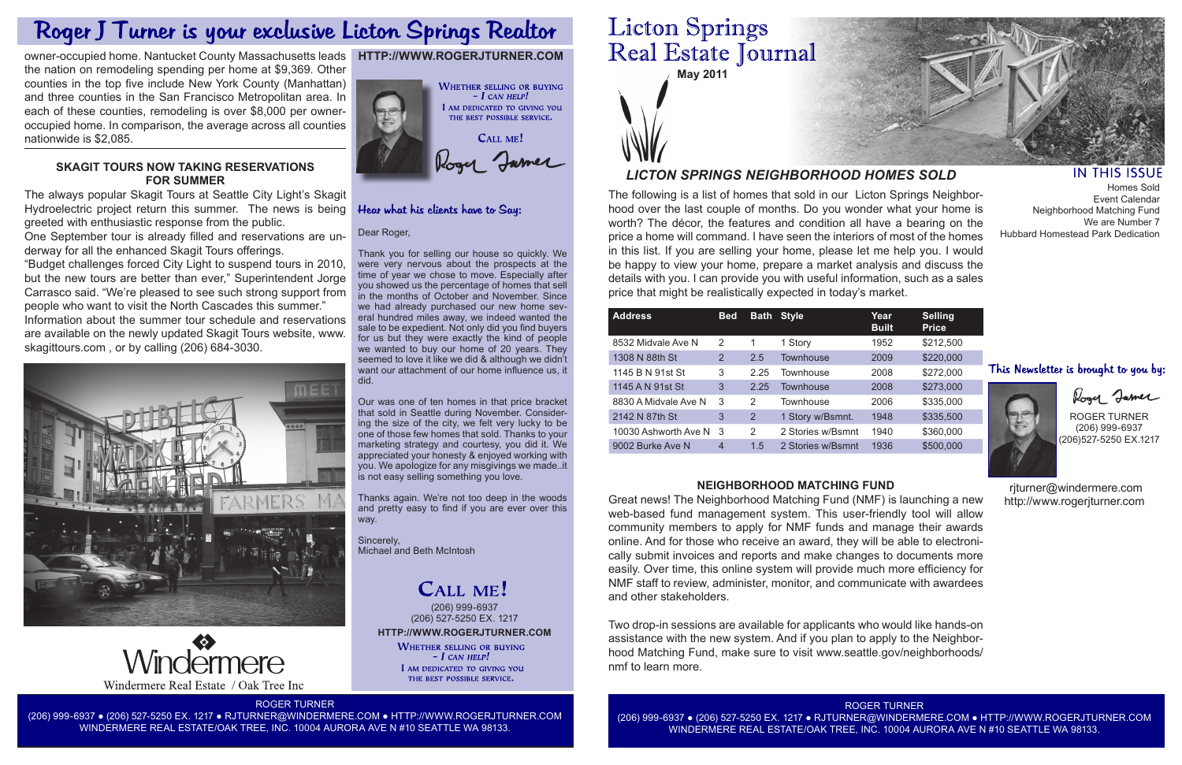# Roger J Turner is your exclusive Licton Springs Realtor

owner-occupied home. Nantucket County Massachusetts leads the nation on remodeling spending per home at $9,369. Other counties in the top five include New York County (Manhattan) and three counties in the San Francisco Metropolitan area. In each of these counties, remodeling is over $8,000 per owner-occupied home. In comparison, the average across all counties nationwide is $2,085.

### SKAGIT TOURS NOW TAKING RESERVATIONS FOR SUMMER

The always popular Skagit Tours at Seattle City Light's Skagit Hydroelectric project return this summer. The news is being greeted with enthusiastic response from the public.

One September tour is already filled and reservations are underway for all the enhanced Skagit Tours offerings.

"Budget challenges forced City Light to suspend tours in 2010, but the new tours are better than ever," Superintendent Jorge Carrasco said. "We're pleased to see such strong support from people who want to visit the North Cascades this summer."

Information about the summer tour schedule and reservations are available on the newly updated Skagit Tours website, www.skagittours.com , or by calling (206) 684-3030.

Windermere

Windermere Real Estate / Oak Tree Inc

**HTTP://WWW.ROGERJTURNER.COM**

WHETHER SELLING OR BUYING – *I CAN HELP!*
I AM DEDICATED TO GIVING YOU THE BEST POSSIBLE SERVICE.

CALL ME!

Roger Turner

### Hear what his clients have to Say:

Dear Roger,

Thank you for selling our house so quickly. We were very nervous about the prospects at the time of year we chose to move. Especially after you showed us the percentage of homes that sell in the months of October and November. Since we had already purchased our new home several hundred miles away, we indeed wanted the sale to be expedient. Not only did you find buyers for us but they were exactly the kind of people we wanted to buy our home of 20 years. They seemed to love it like we did & although we didn't want our attachment of our home influence us, it did.

Our was one of ten homes in that price bracket that sold in Seattle during November. Considering the size of the city, we felt very lucky to be one of those few homes that sold. Thanks to your marketing strategy and courtesy, you did it. We appreciated your honesty & enjoyed working with you. We apologize for any misgivings we made..it is not easy selling something you love.

Thanks again. We're not too deep in the woods and pretty easy to find if you are ever over this way.

Sincerely,
Michael and Beth McIntosh

## CALL ME!

(206) 999-6937
(206) 527-5250 EX. 1217

**HTTP://WWW.ROGERJTURNER.COM**

WHETHER SELLING OR BUYING – *I CAN HELP!*
I AM DEDICATED TO GIVING YOU THE BEST POSSIBLE SERVICE.

ROGER TURNER
(206) 999-6937 • (206) 527-5250 EX. 1217 • RJTURNER@WINDERMERE.COM • HTTP://WWW.ROGERJTURNER.COM
WINDERMERE REAL ESTATE/OAK TREE, INC. 10004 AURORA AVE N #10 SEATTLE WA 98133.

# Licton Springs Real Estate Journal

**May 2011**

## *LICTON SPRINGS NEIGHBORHOOD HOMES SOLD*

The following is a list of homes that sold in our Licton Springs Neighborhood over the last couple of months. Do you wonder what your home is worth? The décor, the features and condition all have a bearing on the price a home will command. I have seen the interiors of most of the homes in this list. If you are selling your home, please let me help you. I would be happy to view your home, prepare a market analysis and discuss the details with you. I can provide you with useful information, such as a sales price that might be realistically expected in today's market.

| Address | Bed | Bath | Style | Year Built | Selling Price |
|---|---|---|---|---|---|
| 8532 Midvale Ave N | 2 | 1 | 1 Story | 1952 | $212,500 |
| 1308 N 88th St | 2 | 2.5 | Townhouse | 2009 | $220,000 |
| 1145 B N 91st St | 3 | 2.25 | Townhouse | 2008 | $272,000 |
| 1145 A N 91st St | 3 | 2.25 | Townhouse | 2008 | $273,000 |
| 8830 A Midvale Ave N | 3 | 2 | Townhouse | 2006 | $335,000 |
| 2142 N 87th St | 3 | 2 | 1 Story w/Bsmnt. | 1948 | $335,500 |
| 10030 Ashworth Ave N | 3 | 2 | 2 Stories w/Bsmnt | 1940 | $360,000 |
| 9002 Burke Ave N | 4 | 1.5 | 2 Stories w/Bsmnt | 1936 | $500,000 |

### NEIGHBORHOOD MATCHING FUND

Great news! The Neighborhood Matching Fund (NMF) is launching a new web-based fund management system. This user-friendly tool will allow community members to apply for NMF funds and manage their awards online. And for those who receive an award, they will be able to electronically submit invoices and reports and make changes to documents more easily. Over time, this online system will provide much more efficiency for NMF staff to review, administer, monitor, and communicate with awardees and other stakeholders.

Two drop-in sessions are available for applicants who would like hands-on assistance with the new system. And if you plan to apply to the Neighborhood Matching Fund, make sure to visit www.seattle.gov/neighborhoods/nmf to learn more.

### IN THIS ISSUE

Homes Sold
Event Calendar
Neighborhood Matching Fund
We are Number 7
Hubbard Homestead Park Dedication

### This Newsletter is brought to you by:

Roger Turner

ROGER TURNER
(206) 999-6937
(206)527-5250 EX.1217

rjturner@windermere.com
http://www.rogerjturner.com

ROGER TURNER
(206) 999-6937 • (206) 527-5250 EX. 1217 • RJTURNER@WINDERMERE.COM • HTTP://WWW.ROGERJTURNER.COM
WINDERMERE REAL ESTATE/OAK TREE, INC. 10004 AURORA AVE N #10 SEATTLE WA 98133.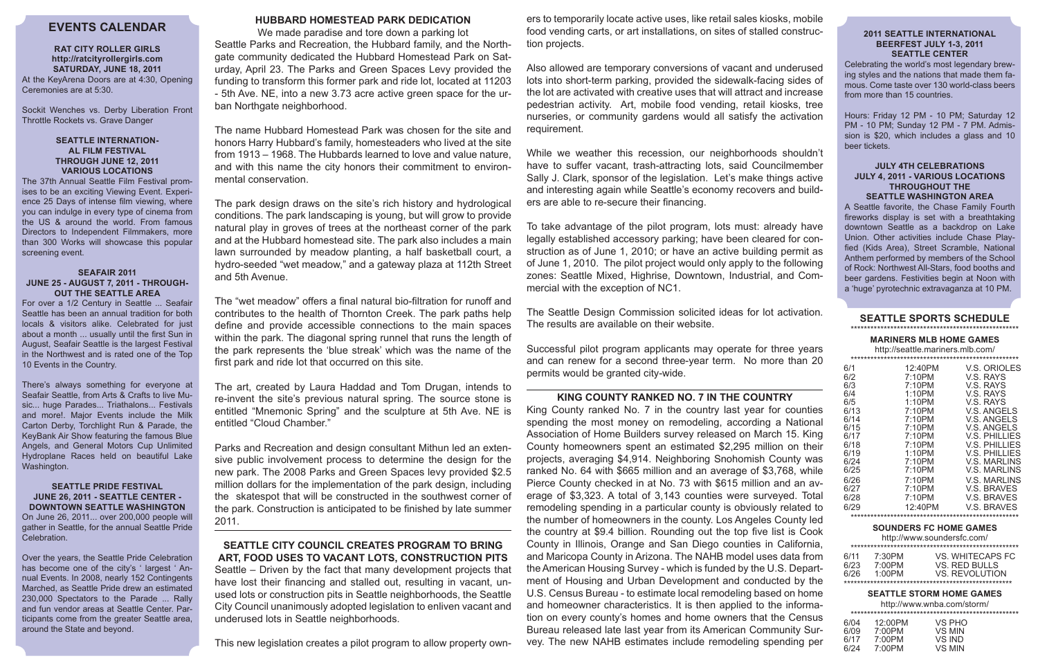## EVENTS CALENDAR

**RAT CITY ROLLER GIRLS**
**http://ratcityrollergirls.com**
**SATURDAY, JUNE 18, 2011**

At the KeyArena Doors are at 4:30, Opening Ceremonies are at 5:30.

Sockit Wenches vs. Derby Liberation Front Throttle Rockets vs. Grave Danger

**SEATTLE INTERNATIONAL FILM FESTIVAL THROUGH JUNE 12, 2011 VARIOUS LOCATIONS**

The 37th Annual Seattle Film Festival promises to be an exciting Viewing Event. Experience 25 Days of intense film viewing, where you can indulge in every type of cinema from the US & around the world. From famous Directors to Independent Filmmakers, more than 300 Works will showcase this popular screening event.

**SEAFAIR 2011**
**JUNE 25 - AUGUST 7, 2011 - THROUGHOUT THE SEATTLE AREA**

For over a 1/2 Century in Seattle ... Seafair Seattle has been an annual tradition for both locals & visitors alike. Celebrated for just about a month ... usually until the first Sun in August, Seafair Seattle is the largest Festival in the Northwest and is rated one of the Top 10 Events in the Country.

There's always something for everyone at Seafair Seattle, from Arts & Crafts to live Music... huge Parades... Triathalons... Festivals and more!. Major Events include the Milk Carton Derby, Torchlight Run & Parade, the KeyBank Air Show featuring the famous Blue Angels, and General Motors Cup Unlimited Hydroplane Races held on beautiful Lake Washington.

**SEATTLE PRIDE FESTIVAL**
**JUNE 26, 2011 - SEATTLE CENTER - DOWNTOWN SEATTLE WASHINGTON**

On June 26, 2011... over 200,000 people will gather in Seattle, for the annual Seattle Pride Celebration.

Over the years, the Seattle Pride Celebration has become one of the city's ' largest ' Annual Events. In 2008, nearly 152 Contingents Marched, as Seattle Pride drew an estimated 230,000 Spectators to the Parade ... Rally and fun vendor areas at Seattle Center. Participants come from the greater Seattle area, around the State and beyond.

## HUBBARD HOMESTEAD PARK DEDICATION

We made paradise and tore down a parking lot

Seattle Parks and Recreation, the Hubbard family, and the Northgate community dedicated the Hubbard Homestead Park on Saturday, April 23. The Parks and Green Spaces Levy provided the funding to transform this former park and ride lot, located at 11203 - 5th Ave. NE, into a new 3.73 acre active green space for the urban Northgate neighborhood.

The name Hubbard Homestead Park was chosen for the site and honors Harry Hubbard's family, homesteaders who lived at the site from 1913 – 1968. The Hubbards learned to love and value nature, and with this name the city honors their commitment to environmental conservation.

The park design draws on the site's rich history and hydrological conditions. The park landscaping is young, but will grow to provide natural play in groves of trees at the northeast corner of the park and at the Hubbard homestead site. The park also includes a main lawn surrounded by meadow planting, a half basketball court, a hydro-seeded "wet meadow," and a gateway plaza at 112th Street and 5th Avenue.

The "wet meadow" offers a final natural bio-filtration for runoff and contributes to the health of Thornton Creek. The park paths help define and provide accessible connections to the main spaces within the park. The diagonal spring runnel that runs the length of the park represents the 'blue streak' which was the name of the first park and ride lot that occurred on this site.

The art, created by Laura Haddad and Tom Drugan, intends to re-invent the site's previous natural spring. The source stone is entitled "Mnemonic Spring" and the sculpture at 5th Ave. NE is entitled "Cloud Chamber."

Parks and Recreation and design consultant Mithun led an extensive public involvement process to determine the design for the new park. The 2008 Parks and Green Spaces levy provided $2.5 million dollars for the implementation of the park design, including the skatespot that will be constructed in the southwest corner of the park. Construction is anticipated to be finished by late summer 2011.

## SEATTLE CITY COUNCIL CREATES PROGRAM TO BRING ART, FOOD USES TO VACANT LOTS, CONSTRUCTION PITS

Seattle – Driven by the fact that many development projects that have lost their financing and stalled out, resulting in vacant, unused lots or construction pits in Seattle neighborhoods, the Seattle City Council unanimously adopted legislation to enliven vacant and underused lots in Seattle neighborhoods.

This new legislation creates a pilot program to allow property owners to temporarily locate active uses, like retail sales kiosks, mobile food vending carts, or art installations, on sites of stalled construction projects.

Also allowed are temporary conversions of vacant and underused lots into short-term parking, provided the sidewalk-facing sides of the lot are activated with creative uses that will attract and increase pedestrian activity. Art, mobile food vending, retail kiosks, tree nurseries, or community gardens would all satisfy the activation requirement.

While we weather this recession, our neighborhoods shouldn't have to suffer vacant, trash-attracting lots, said Councilmember Sally J. Clark, sponsor of the legislation. Let's make things active and interesting again while Seattle's economy recovers and builders are able to re-secure their financing.

To take advantage of the pilot program, lots must: already have legally established accessory parking; have been cleared for construction as of June 1, 2010; or have an active building permit as of June 1, 2010. The pilot project would only apply to the following zones: Seattle Mixed, Highrise, Downtown, Industrial, and Commercial with the exception of NC1.

The Seattle Design Commission solicited ideas for lot activation. The results are available on their website.

Successful pilot program applicants may operate for three years and can renew for a second three-year term. No more than 20 permits would be granted city-wide.

## KING COUNTY RANKED NO. 7 IN THE COUNTRY

King County ranked No. 7 in the country last year for counties spending the most money on remodeling, according a National Association of Home Builders survey released on March 15. King County homeowners spent an estimated $2,295 million on their projects, averaging $4,914. Neighboring Snohomish County was ranked No. 64 with $665 million and an average of $3,768, while Pierce County checked in at No. 73 with $615 million and an average of $3,323. A total of 3,143 counties were surveyed. Total remodeling spending in a particular county is obviously related to the number of homeowners in the county. Los Angeles County led the country at $9.4 billion. Rounding out the top five list is Cook County in Illinois, Orange and San Diego counties in California, and Maricopa County in Arizona. The NAHB model uses data from the American Housing Survey - which is funded by the U.S. Department of Housing and Urban Development and conducted by the U.S. Census Bureau - to estimate local remodeling based on home and homeowner characteristics. It is then applied to the information on every county's homes and home owners that the Census Bureau released late last year from its American Community Survey. The new NAHB estimates include remodeling spending per

**2011 SEATTLE INTERNATIONAL BEERFEST JULY 1-3, 2011 SEATTLE CENTER**

Celebrating the world's most legendary brewing styles and the nations that made them famous. Come taste over 130 world-class beers from more than 15 countries.

Hours: Friday 12 PM - 10 PM; Saturday 12 PM - 10 PM; Sunday 12 PM - 7 PM. Admission is $20, which includes a glass and 10 beer tickets.

**JULY 4TH CELEBRATIONS**
**JULY 4, 2011 - VARIOUS LOCATIONS THROUGHOUT THE SEATTLE WASHINGTON AREA**

A Seattle favorite, the Chase Family Fourth fireworks display is set with a breathtaking downtown Seattle as a backdrop on Lake Union. Other activities include Chase Playfied (Kids Area), Street Scramble, National Anthem performed by members of the School of Rock: Northwest All-Stars, food booths and beer gardens. Festivities begin at Noon with a 'huge' pyrotechnic extravaganza at 10 PM.

## SEATTLE SPORTS SCHEDULE

**MARINERS MLB HOME GAMES**
http://seattle.mariners.mlb.com/

| | | |
|---|---|---|
| 6/1 | 12:40PM | V.S. ORIOLES |
| 6/2 | 7:10PM | V.S. RAYS |
| 6/3 | 7:10PM | V.S. RAYS |
| 6/4 | 1:10PM | V.S. RAYS |
| 6/5 | 1:10PM | V.S. RAYS |
| 6/13 | 7:10PM | V.S. ANGELS |
| 6/14 | 7:10PM | V.S. ANGELS |
| 6/15 | 7:10PM | V.S. ANGELS |
| 6/17 | 7:10PM | V.S. PHILLIES |
| 6/18 | 7:10PM | V.S. PHILLIES |
| 6/19 | 1:10PM | V.S. PHILLIES |
| 6/24 | 7:10PM | V.S. MARLINS |
| 6/25 | 7:10PM | V.S. MARLINS |
| 6/26 | 7:10PM | V.S. MARLINS |
| 6/27 | 7:10PM | V.S. BRAVES |
| 6/28 | 7:10PM | V.S. BRAVES |
| 6/29 | 12:40PM | V.S. BRAVES |

**SOUNDERS FC HOME GAMES**
http://www.soundersfc.com/

| | | |
|---|---|---|
| 6/11 | 7:30PM | VS. WHITECAPS FC |
| 6/23 | 7:00PM | VS. RED BULLS |
| 6/26 | 1:00PM | VS. REVOLUTION |

**SEATTLE STORM HOME GAMES**
http://www.wnba.com/storm/

| | | |
|---|---|---|
| 6/04 | 12:00PM | VS PHO |
| 6/09 | 7:00PM | VS MIN |
| 6/17 | 7:00PM | VS IND |
| 6/24 | 7:00PM | VS MIN |